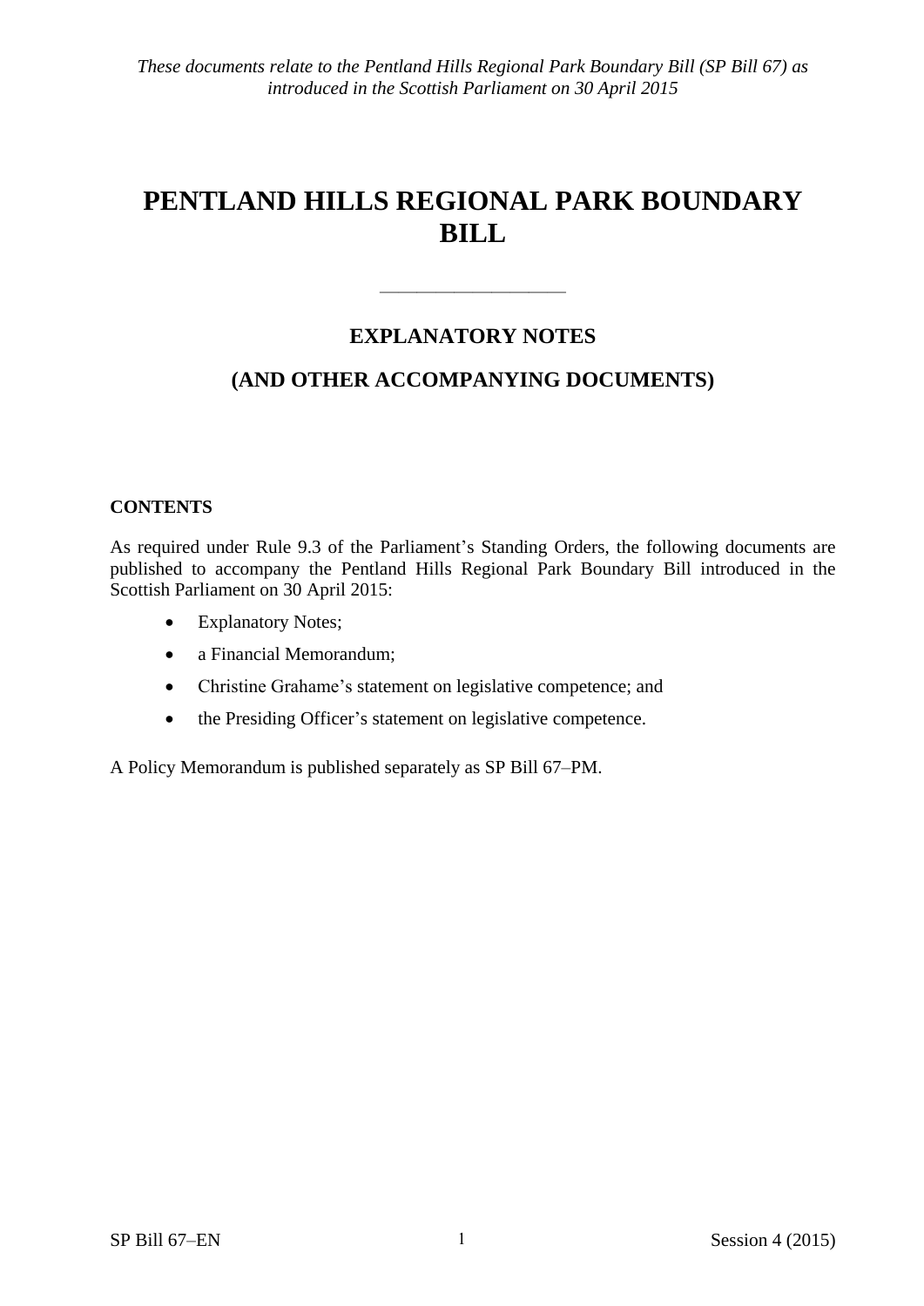*These documents relate to the Pentland Hills Regional Park Boundary Bill (SP Bill 67) as introduced in the Scottish Parliament on 30 April 2015*

# PENTLAND HILLS REGIONAL PARK BOUNDARY BILL

---

## EXPLANATORY NOTES

## (AND OTHER ACCOMPANYING DOCUMENTS)

**CONTENTS**

As required under Rule 9.3 of the Parliament's Standing Orders, the following documents are published to accompany the Pentland Hills Regional Park Boundary Bill introduced in the Scottish Parliament on 30 April 2015:

- Explanatory Notes;
- a Financial Memorandum;
- Christine Grahame's statement on legislative competence; and
- the Presiding Officer's statement on legislative competence.

A Policy Memorandum is published separately as SP Bill 67–PM.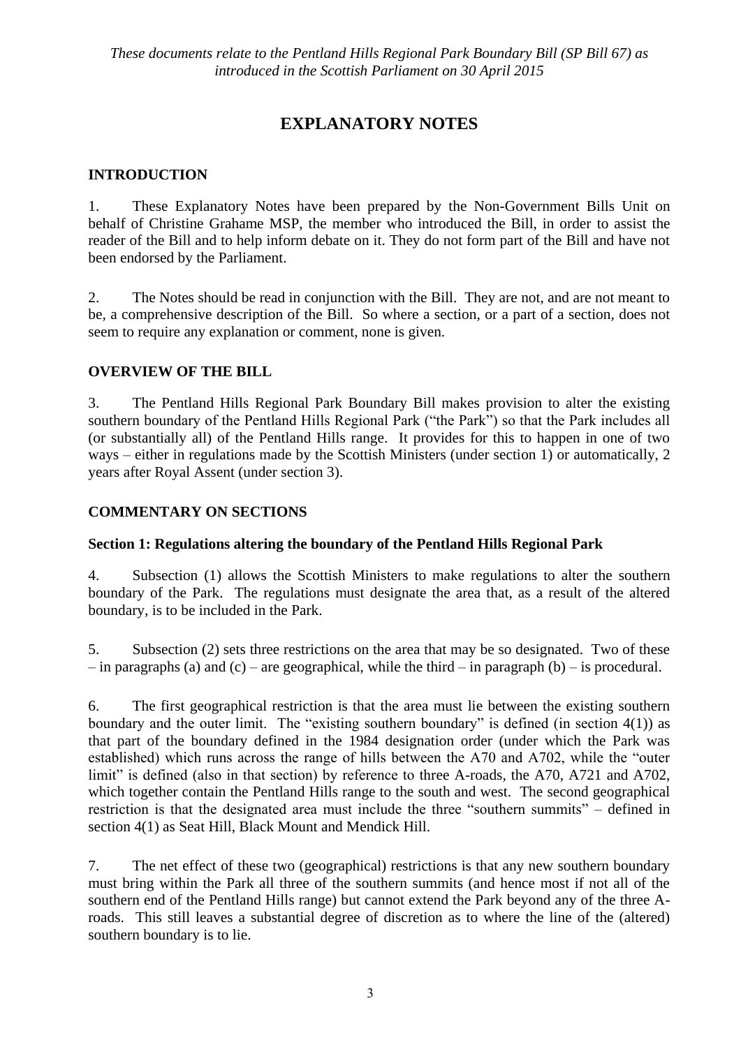*These documents relate to the Pentland Hills Regional Park Boundary Bill (SP Bill 67) as introduced in the Scottish Parliament on 30 April 2015*

# EXPLANATORY NOTES

## INTRODUCTION

1. These Explanatory Notes have been prepared by the Non-Government Bills Unit on behalf of Christine Grahame MSP, the member who introduced the Bill, in order to assist the reader of the Bill and to help inform debate on it. They do not form part of the Bill and have not been endorsed by the Parliament.

2. The Notes should be read in conjunction with the Bill. They are not, and are not meant to be, a comprehensive description of the Bill. So where a section, or a part of a section, does not seem to require any explanation or comment, none is given.

## OVERVIEW OF THE BILL

3. The Pentland Hills Regional Park Boundary Bill makes provision to alter the existing southern boundary of the Pentland Hills Regional Park ("the Park") so that the Park includes all (or substantially all) of the Pentland Hills range. It provides for this to happen in one of two ways – either in regulations made by the Scottish Ministers (under section 1) or automatically, 2 years after Royal Assent (under section 3).

## COMMENTARY ON SECTIONS

### Section 1: Regulations altering the boundary of the Pentland Hills Regional Park

4. Subsection (1) allows the Scottish Ministers to make regulations to alter the southern boundary of the Park. The regulations must designate the area that, as a result of the altered boundary, is to be included in the Park.

5. Subsection (2) sets three restrictions on the area that may be so designated. Two of these – in paragraphs (a) and (c) – are geographical, while the third – in paragraph (b) – is procedural.

6. The first geographical restriction is that the area must lie between the existing southern boundary and the outer limit. The "existing southern boundary" is defined (in section 4(1)) as that part of the boundary defined in the 1984 designation order (under which the Park was established) which runs across the range of hills between the A70 and A702, while the "outer limit" is defined (also in that section) by reference to three A-roads, the A70, A721 and A702, which together contain the Pentland Hills range to the south and west. The second geographical restriction is that the designated area must include the three "southern summits" – defined in section 4(1) as Seat Hill, Black Mount and Mendick Hill.

7. The net effect of these two (geographical) restrictions is that any new southern boundary must bring within the Park all three of the southern summits (and hence most if not all of the southern end of the Pentland Hills range) but cannot extend the Park beyond any of the three A-roads. This still leaves a substantial degree of discretion as to where the line of the (altered) southern boundary is to lie.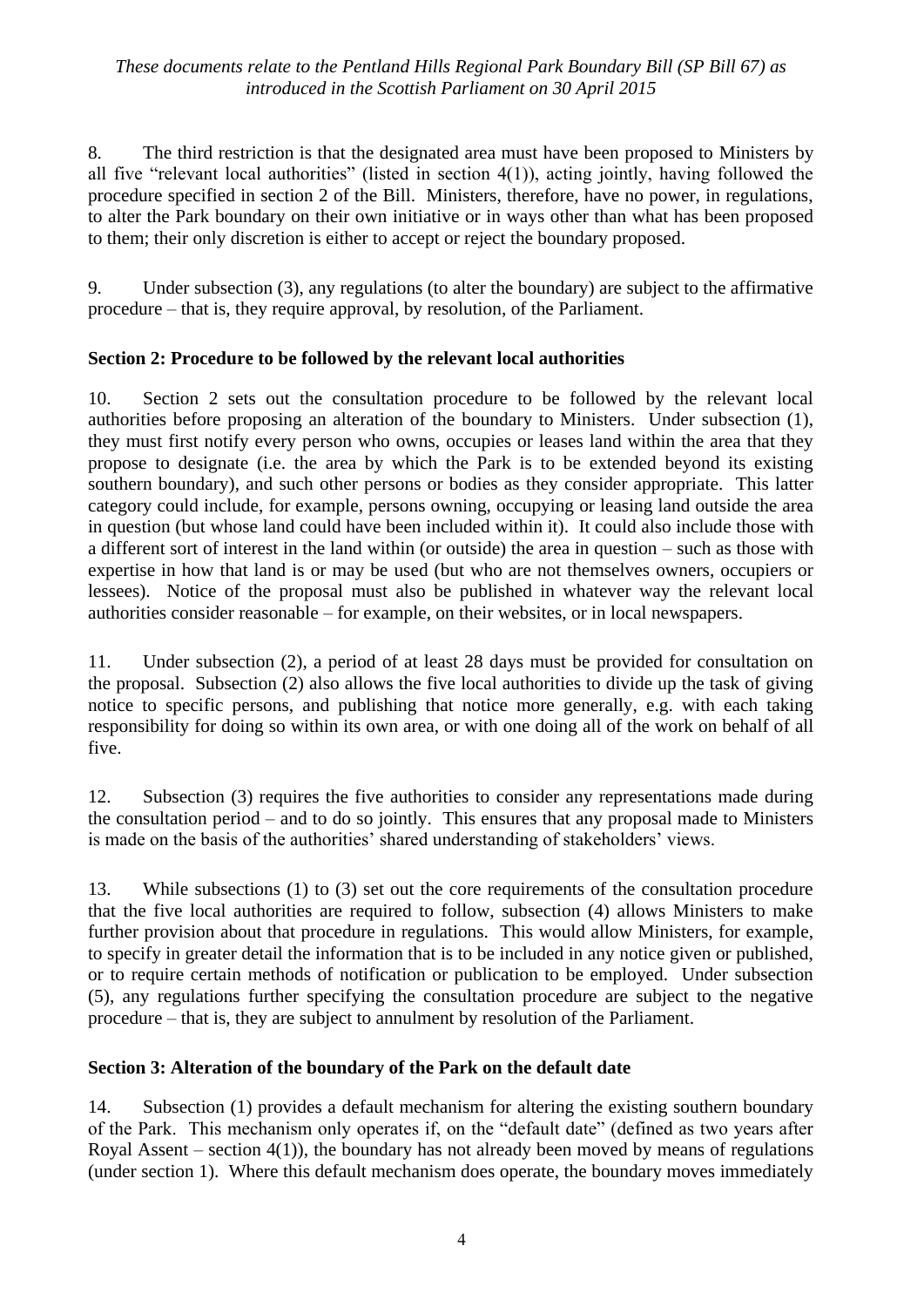8. The third restriction is that the designated area must have been proposed to Ministers by all five "relevant local authorities" (listed in section 4(1)), acting jointly, having followed the procedure specified in section 2 of the Bill. Ministers, therefore, have no power, in regulations, to alter the Park boundary on their own initiative or in ways other than what has been proposed to them; their only discretion is either to accept or reject the boundary proposed.

9. Under subsection (3), any regulations (to alter the boundary) are subject to the affirmative procedure – that is, they require approval, by resolution, of the Parliament.

**Section 2: Procedure to be followed by the relevant local authorities**

10. Section 2 sets out the consultation procedure to be followed by the relevant local authorities before proposing an alteration of the boundary to Ministers. Under subsection (1), they must first notify every person who owns, occupies or leases land within the area that they propose to designate (i.e. the area by which the Park is to be extended beyond its existing southern boundary), and such other persons or bodies as they consider appropriate. This latter category could include, for example, persons owning, occupying or leasing land outside the area in question (but whose land could have been included within it). It could also include those with a different sort of interest in the land within (or outside) the area in question – such as those with expertise in how that land is or may be used (but who are not themselves owners, occupiers or lessees). Notice of the proposal must also be published in whatever way the relevant local authorities consider reasonable – for example, on their websites, or in local newspapers.

11. Under subsection (2), a period of at least 28 days must be provided for consultation on the proposal. Subsection (2) also allows the five local authorities to divide up the task of giving notice to specific persons, and publishing that notice more generally, e.g. with each taking responsibility for doing so within its own area, or with one doing all of the work on behalf of all five.

12. Subsection (3) requires the five authorities to consider any representations made during the consultation period – and to do so jointly. This ensures that any proposal made to Ministers is made on the basis of the authorities' shared understanding of stakeholders' views.

13. While subsections (1) to (3) set out the core requirements of the consultation procedure that the five local authorities are required to follow, subsection (4) allows Ministers to make further provision about that procedure in regulations. This would allow Ministers, for example, to specify in greater detail the information that is to be included in any notice given or published, or to require certain methods of notification or publication to be employed. Under subsection (5), any regulations further specifying the consultation procedure are subject to the negative procedure – that is, they are subject to annulment by resolution of the Parliament.

**Section 3: Alteration of the boundary of the Park on the default date**

14. Subsection (1) provides a default mechanism for altering the existing southern boundary of the Park. This mechanism only operates if, on the "default date" (defined as two years after Royal Assent – section 4(1)), the boundary has not already been moved by means of regulations (under section 1). Where this default mechanism does operate, the boundary moves immediately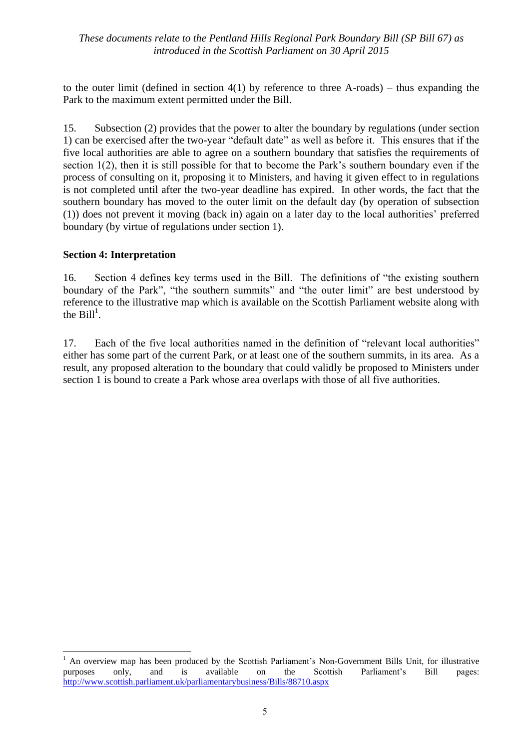to the outer limit (defined in section 4(1) by reference to three A-roads) – thus expanding the Park to the maximum extent permitted under the Bill.

15. Subsection (2) provides that the power to alter the boundary by regulations (under section 1) can be exercised after the two-year "default date" as well as before it. This ensures that if the five local authorities are able to agree on a southern boundary that satisfies the requirements of section 1(2), then it is still possible for that to become the Park's southern boundary even if the process of consulting on it, proposing it to Ministers, and having it given effect to in regulations is not completed until after the two-year deadline has expired. In other words, the fact that the southern boundary has moved to the outer limit on the default day (by operation of subsection (1)) does not prevent it moving (back in) again on a later day to the local authorities' preferred boundary (by virtue of regulations under section 1).

**Section 4: Interpretation**

16. Section 4 defines key terms used in the Bill. The definitions of "the existing southern boundary of the Park", "the southern summits" and "the outer limit" are best understood by reference to the illustrative map which is available on the Scottish Parliament website along with the Bill[1].

17. Each of the five local authorities named in the definition of "relevant local authorities" either has some part of the current Park, or at least one of the southern summits, in its area. As a result, any proposed alteration to the boundary that could validly be proposed to Ministers under section 1 is bound to create a Park whose area overlaps with those of all five authorities.

---

[1] An overview map has been produced by the Scottish Parliament's Non-Government Bills Unit, for illustrative purposes only, and is available on the Scottish Parliament's Bill pages: http://www.scottish.parliament.uk/parliamentarybusiness/Bills/88710.aspx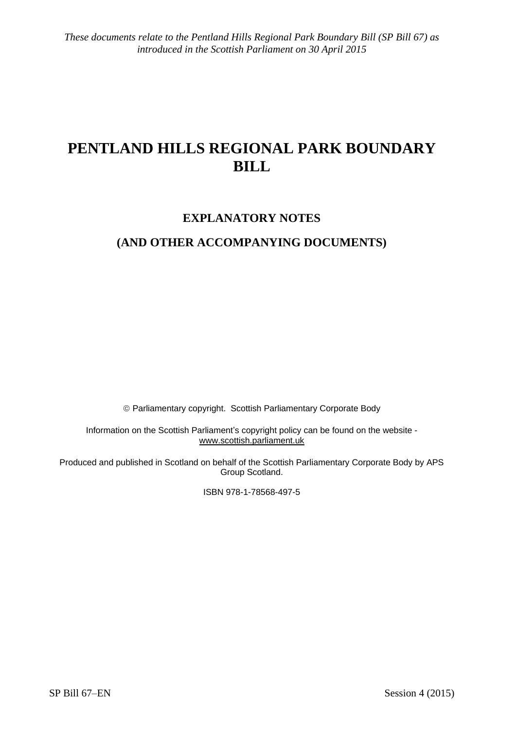*These documents relate to the Pentland Hills Regional Park Boundary Bill (SP Bill 67) as introduced in the Scottish Parliament on 30 April 2015*

# PENTLAND HILLS REGIONAL PARK BOUNDARY BILL

## EXPLANATORY NOTES

## (AND OTHER ACCOMPANYING DOCUMENTS)

© Parliamentary copyright. Scottish Parliamentary Corporate Body

Information on the Scottish Parliament's copyright policy can be found on the website - www.scottish.parliament.uk

Produced and published in Scotland on behalf of the Scottish Parliamentary Corporate Body by APS Group Scotland.

ISBN 978-1-78568-497-5

SP Bill 67–EN Session 4 (2015)